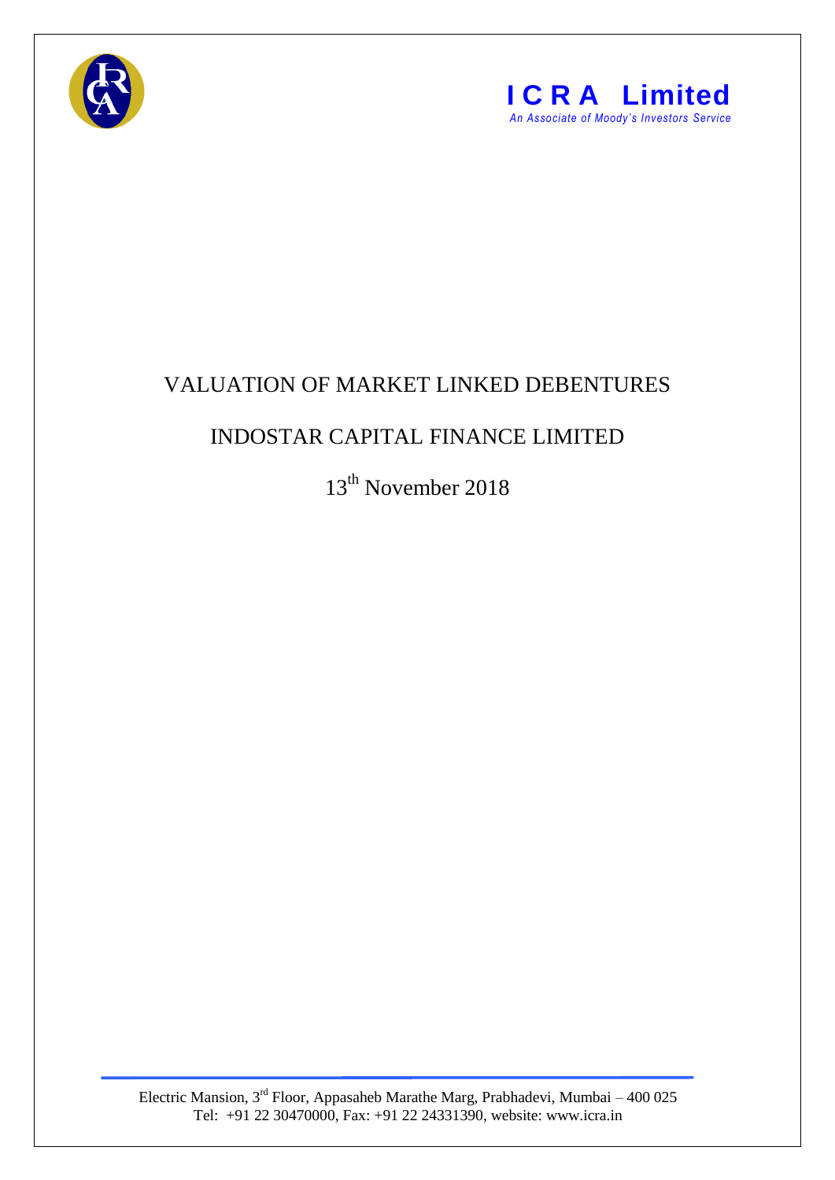**ICRA Limited**
*An Associate of Moody's Investors Service*

# VALUATION OF MARKET LINKED DEBENTURES

## INDOSTAR CAPITAL FINANCE LIMITED

13th November 2018

Electric Mansion, 3rd Floor, Appasaheb Marathe Marg, Prabhadevi, Mumbai – 400 025
Tel: +91 22 30470000, Fax: +91 22 24331390, website: www.icra.in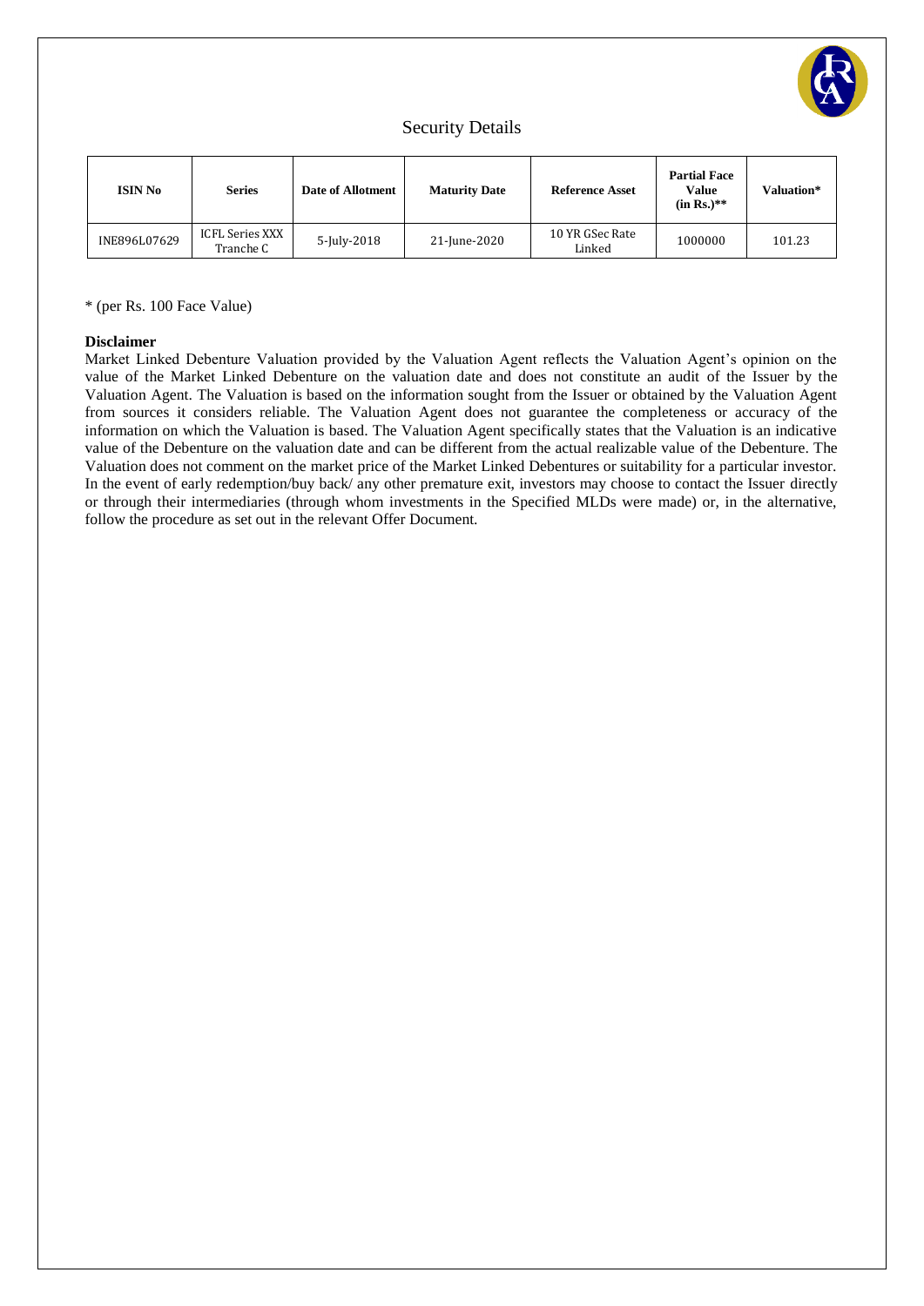## Security Details

| ISIN No | Series | Date of Allotment | Maturity Date | Reference Asset | Partial Face Value (in Rs.)** | Valuation* |
|---|---|---|---|---|---|---|
| INE896L07629 | ICFL Series XXX Tranche C | 5-July-2018 | 21-June-2020 | 10 YR GSec Rate Linked | 1000000 | 101.23 |

* (per Rs. 100 Face Value)

**Disclaimer**

Market Linked Debenture Valuation provided by the Valuation Agent reflects the Valuation Agent's opinion on the value of the Market Linked Debenture on the valuation date and does not constitute an audit of the Issuer by the Valuation Agent. The Valuation is based on the information sought from the Issuer or obtained by the Valuation Agent from sources it considers reliable. The Valuation Agent does not guarantee the completeness or accuracy of the information on which the Valuation is based. The Valuation Agent specifically states that the Valuation is an indicative value of the Debenture on the valuation date and can be different from the actual realizable value of the Debenture. The Valuation does not comment on the market price of the Market Linked Debentures or suitability for a particular investor. In the event of early redemption/buy back/ any other premature exit, investors may choose to contact the Issuer directly or through their intermediaries (through whom investments in the Specified MLDs were made) or, in the alternative, follow the procedure as set out in the relevant Offer Document.